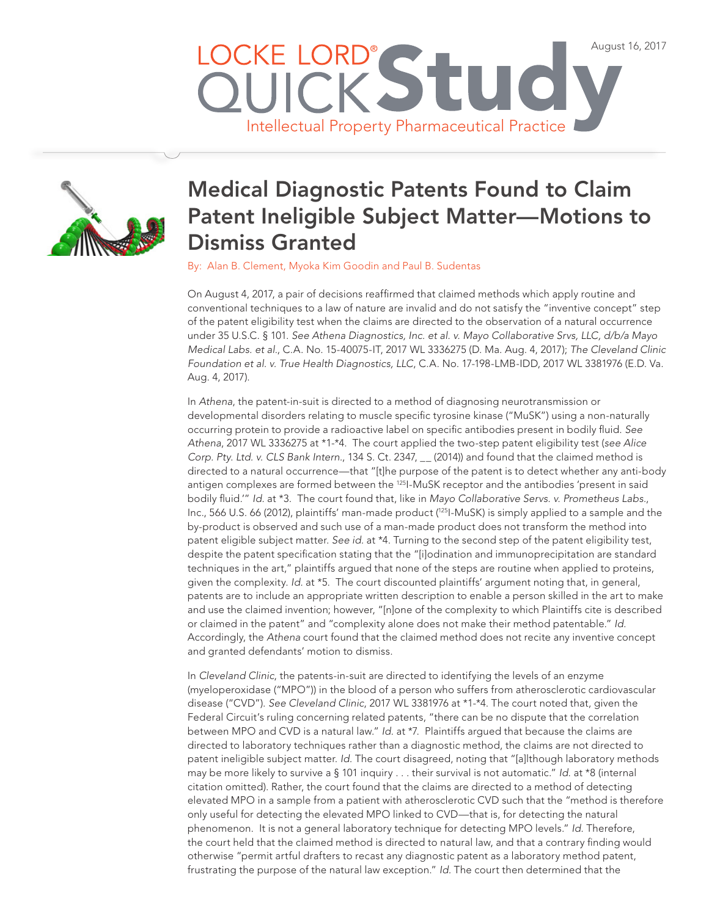LOCKE LORD® QUICK Study

Intellectual Property Pharmaceutical Practice

August 16, 2017

# Medical Diagnostic Patents Found to Claim Patent Ineligible Subject Matter—Motions to Dismiss Granted

By: Alan B. Clement, Myoka Kim Goodin and Paul B. Sudentas

On August 4, 2017, a pair of decisions reaffirmed that claimed methods which apply routine and conventional techniques to a law of nature are invalid and do not satisfy the "inventive concept" step of the patent eligibility test when the claims are directed to the observation of a natural occurrence under 35 U.S.C. § 101. *See Athena Diagnostics, Inc. et al. v. Mayo Collaborative Srvs, LLC, d/b/a Mayo Medical Labs. et al.*, C.A. No. 15-40075-IT, 2017 WL 3336275 (D. Ma. Aug. 4, 2017); *The Cleveland Clinic Foundation et al. v. True Health Diagnostics, LLC*, C.A. No. 17-198-LMB-IDD, 2017 WL 3381976 (E.D. Va. Aug. 4, 2017).

In *Athena*, the patent-in-suit is directed to a method of diagnosing neurotransmission or developmental disorders relating to muscle specific tyrosine kinase ("MuSK") using a non-naturally occurring protein to provide a radioactive label on specific antibodies present in bodily fluid. *See Athena*, 2017 WL 3336275 at *1-*4. The court applied the two-step patent eligibility test (*see Alice Corp. Pty. Ltd. v. CLS Bank Intern.*, 134 S. Ct. 2347, __ (2014)) and found that the claimed method is directed to a natural occurrence—that "[t]he purpose of the patent is to detect whether any anti-body antigen complexes are formed between the $^{125}$I-MuSK receptor and the antibodies 'present in said bodily fluid.'" *Id.* at *3. The court found that, like in *Mayo Collaborative Servs. v. Prometheus Labs.*, Inc., 566 U.S. 66 (2012), plaintiffs' man-made product ($^{125}$I-MuSK) is simply applied to a sample and the by-product is observed and such use of a man-made product does not transform the method into patent eligible subject matter. *See id.* at *4. Turning to the second step of the patent eligibility test, despite the patent specification stating that the "[i]odination and immunoprecipitation are standard techniques in the art," plaintiffs argued that none of the steps are routine when applied to proteins, given the complexity. *Id.* at *5. The court discounted plaintiffs' argument noting that, in general, patents are to include an appropriate written description to enable a person skilled in the art to make and use the claimed invention; however, "[n]one of the complexity to which Plaintiffs cite is described or claimed in the patent" and "complexity alone does not make their method patentable." *Id.* Accordingly, the *Athena* court found that the claimed method does not recite any inventive concept and granted defendants' motion to dismiss.

In *Cleveland Clinic*, the patents-in-suit are directed to identifying the levels of an enzyme (myeloperoxidase ("MPO")) in the blood of a person who suffers from atherosclerotic cardiovascular disease ("CVD"). *See Cleveland Clinic*, 2017 WL 3381976 at *1-*4. The court noted that, given the Federal Circuit's ruling concerning related patents, "there can be no dispute that the correlation between MPO and CVD is a natural law." *Id.* at *7. Plaintiffs argued that because the claims are directed to laboratory techniques rather than a diagnostic method, the claims are not directed to patent ineligible subject matter. *Id.* The court disagreed, noting that "[a]lthough laboratory methods may be more likely to survive a § 101 inquiry . . . their survival is not automatic." *Id.* at *8 (internal citation omitted). Rather, the court found that the claims are directed to a method of detecting elevated MPO in a sample from a patient with atherosclerotic CVD such that the "method is therefore only useful for detecting the elevated MPO linked to CVD—that is, for detecting the natural phenomenon. It is not a general laboratory technique for detecting MPO levels." *Id.* Therefore, the court held that the claimed method is directed to natural law, and that a contrary finding would otherwise "permit artful drafters to recast any diagnostic patent as a laboratory method patent, frustrating the purpose of the natural law exception." *Id.* The court then determined that the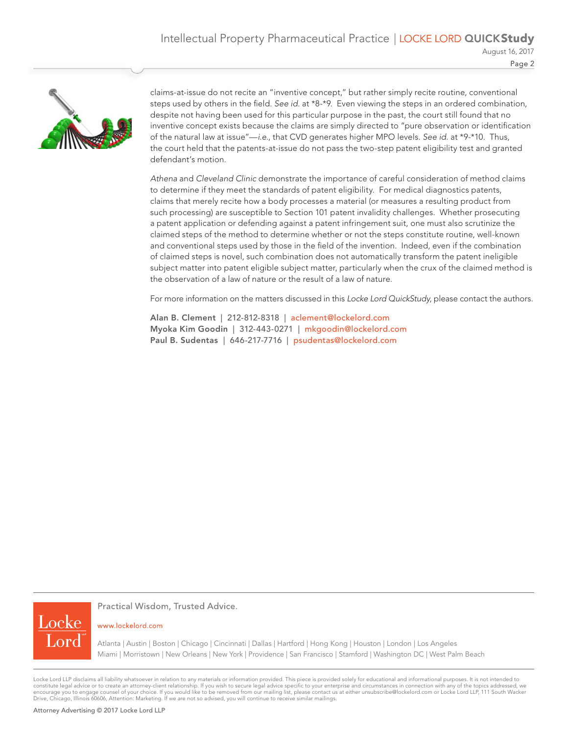claims-at-issue do not recite an "inventive concept," but rather simply recite routine, conventional steps used by others in the field. *See id.* at *8-*9. Even viewing the steps in an ordered combination, despite not having been used for this particular purpose in the past, the court still found that no inventive concept exists because the claims are simply directed to "pure observation or identification of the natural law at issue"—*i.e.*, that CVD generates higher MPO levels. *See id.* at *9-*10. Thus, the court held that the patents-at-issue do not pass the two-step patent eligibility test and granted defendant's motion.

*Athena* and *Cleveland Clinic* demonstrate the importance of careful consideration of method claims to determine if they meet the standards of patent eligibility. For medical diagnostics patents, claims that merely recite how a body processes a material (or measures a resulting product from such processing) are susceptible to Section 101 patent invalidity challenges. Whether prosecuting a patent application or defending against a patent infringement suit, one must also scrutinize the claimed steps of the method to determine whether or not the steps constitute routine, well-known and conventional steps used by those in the field of the invention. Indeed, even if the combination of claimed steps is novel, such combination does not automatically transform the patent ineligible subject matter into patent eligible subject matter, particularly when the crux of the claimed method is the observation of a law of nature or the result of a law of nature.

For more information on the matters discussed in this *Locke Lord QuickStudy*, please contact the authors.

**Alan B. Clement** | 212-812-8318 | aclement@lockelord.com
**Myoka Kim Goodin** | 312-443-0271 | mkgoodin@lockelord.com
**Paul B. Sudentas** | 646-217-7716 | psudentas@lockelord.com

Practical Wisdom, Trusted Advice.

www.lockelord.com

Atlanta | Austin | Boston | Chicago | Cincinnati | Dallas | Hartford | Hong Kong | Houston | London | Los Angeles
Miami | Morristown | New Orleans | New York | Providence | San Francisco | Stamford | Washington DC | West Palm Beach

Locke Lord LLP disclaims all liability whatsoever in relation to any materials or information provided. This piece is provided solely for educational and informational purposes. It is not intended to constitute legal advice or to create an attorney-client relationship. If you wish to secure legal advice specific to your enterprise and circumstances in connection with any of the topics addressed, we encourage you to engage counsel of your choice. If you would like to be removed from our mailing list, please contact us at either unsubscribe@lockelord.com or Locke Lord LLP, 111 South Wacker Drive, Chicago, Illinois 60606, Attention: Marketing. If we are not so advised, you will continue to receive similar mailings.

Attorney Advertising © 2017 Locke Lord LLP